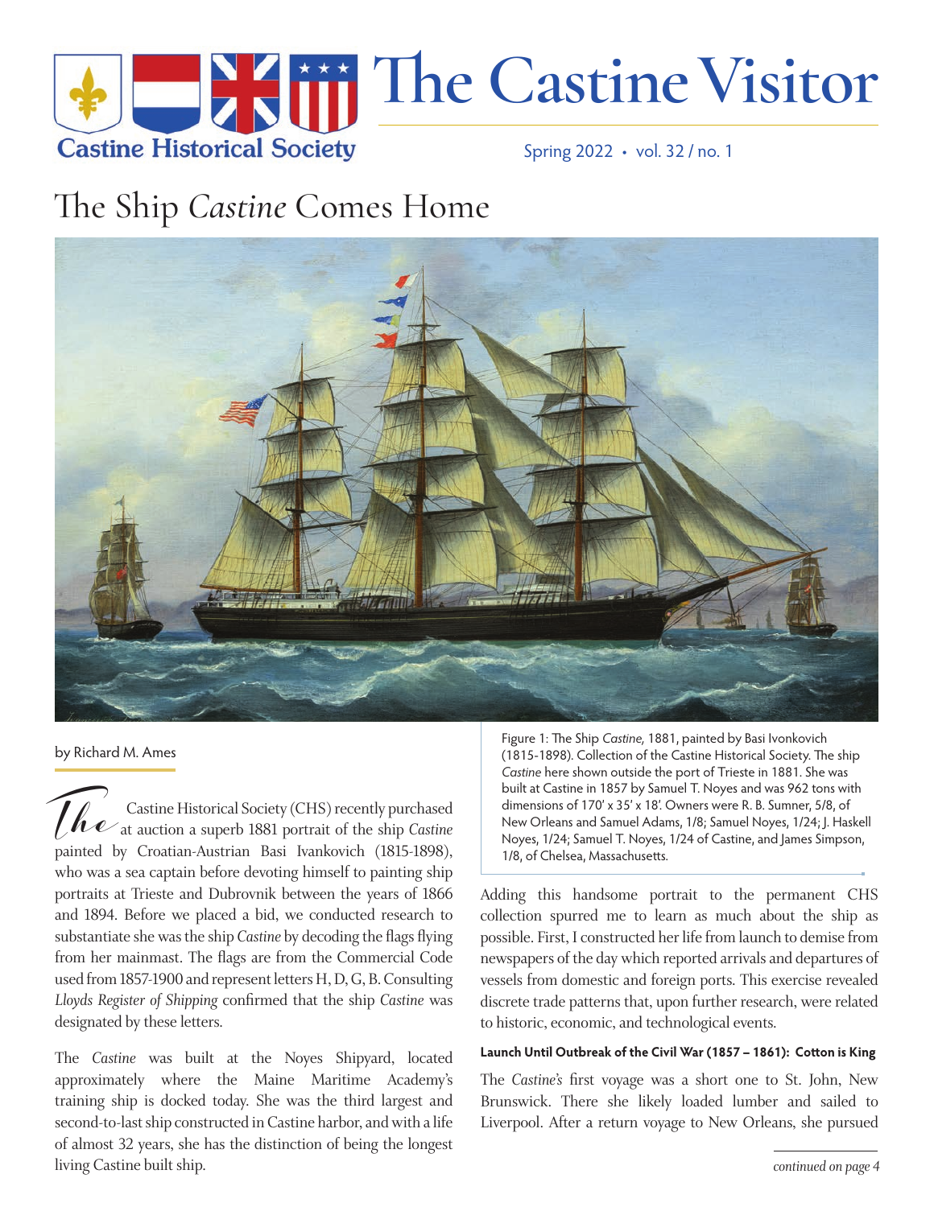# The Castine Visitor

Castine Historical Society

Spring 2022 • vol. 32 / no. 1

## The Ship *Castine* Comes Home

Figure 1: The Ship *Castine*, 1881, painted by Basi Ivonkovich (1815-1898). Collection of the Castine Historical Society. The ship *Castine* here shown outside the port of Trieste in 1881. She was built at Castine in 1857 by Samuel T. Noyes and was 962 tons with dimensions of 170' x 35' x 18'. Owners were R. B. Sumner, 5/8, of New Orleans and Samuel Adams, 1/8; Samuel Noyes, 1/24; J. Haskell Noyes, 1/24; Samuel T. Noyes, 1/24 of Castine, and James Simpson, 1/8, of Chelsea, Massachusetts.

by Richard M. Ames

The Castine Historical Society (CHS) recently purchased at auction a superb 1881 portrait of the ship *Castine* painted by Croatian-Austrian Basi Ivankovich (1815-1898), who was a sea captain before devoting himself to painting ship portraits at Trieste and Dubrovnik between the years of 1866 and 1894. Before we placed a bid, we conducted research to substantiate she was the ship *Castine* by decoding the flags flying from her mainmast. The flags are from the Commercial Code used from 1857-1900 and represent letters H, D, G, B. Consulting *Lloyds Register of Shipping* confirmed that the ship *Castine* was designated by these letters.

The *Castine* was built at the Noyes Shipyard, located approximately where the Maine Maritime Academy's training ship is docked today. She was the third largest and second-to-last ship constructed in Castine harbor, and with a life of almost 32 years, she has the distinction of being the longest living Castine built ship.

Adding this handsome portrait to the permanent CHS collection spurred me to learn as much about the ship as possible. First, I constructed her life from launch to demise from newspapers of the day which reported arrivals and departures of vessels from domestic and foreign ports. This exercise revealed discrete trade patterns that, upon further research, were related to historic, economic, and technological events.

#### Launch Until Outbreak of the Civil War (1857 – 1861): Cotton is King

The *Castine's* first voyage was a short one to St. John, New Brunswick. There she likely loaded lumber and sailed to Liverpool. After a return voyage to New Orleans, she pursued

*continued on page 4*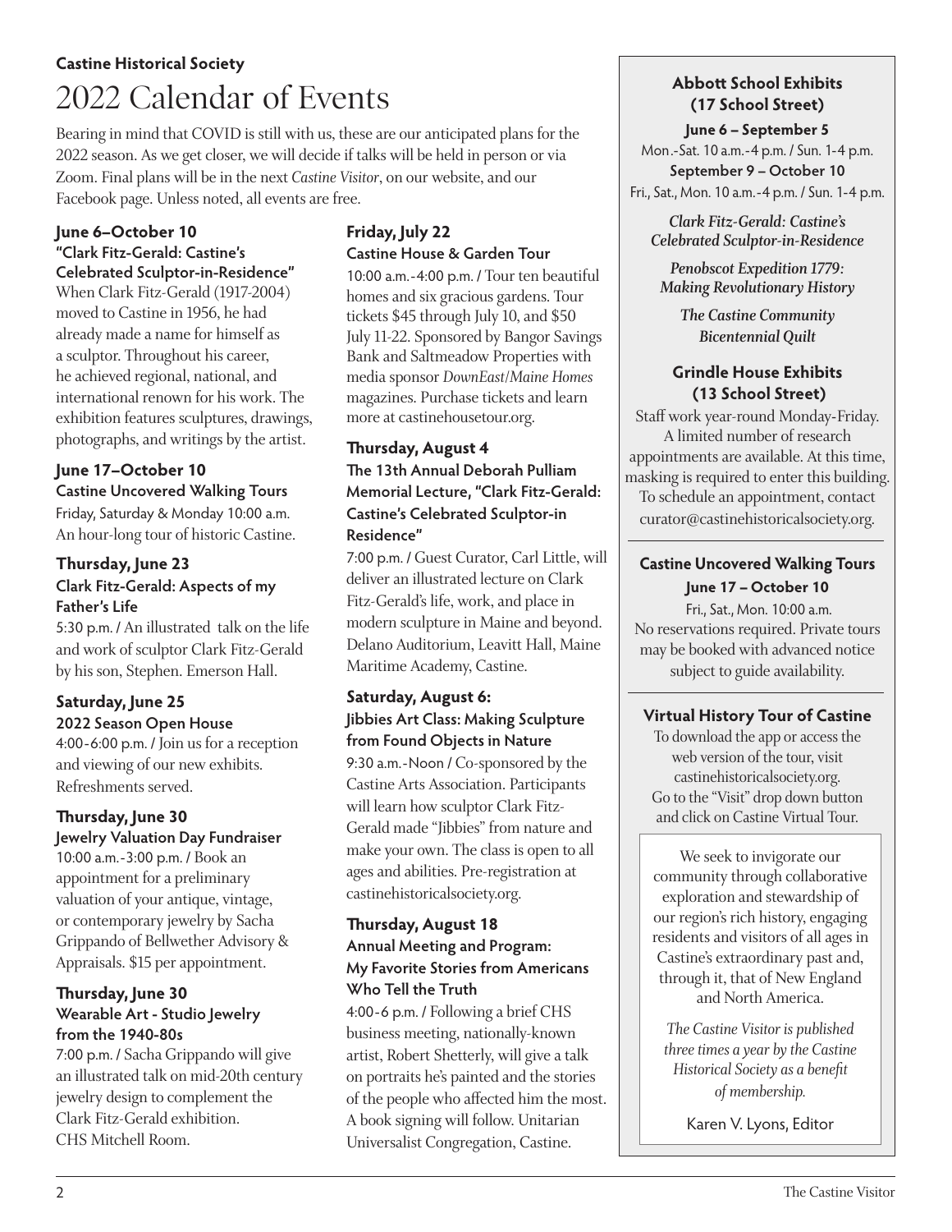**Castine Historical Society**

# 2022 Calendar of Events

Bearing in mind that COVID is still with us, these are our anticipated plans for the 2022 season. As we get closer, we will decide if talks will be held in person or via Zoom. Final plans will be in the next *Castine Visitor*, on our website, and our Facebook page. Unless noted, all events are free.

### June 6–October 10

**"Clark Fitz-Gerald: Castine's Celebrated Sculptor-in-Residence"**

When Clark Fitz-Gerald (1917-2004) moved to Castine in 1956, he had already made a name for himself as a sculptor. Throughout his career, he achieved regional, national, and international renown for his work. The exhibition features sculptures, drawings, photographs, and writings by the artist.

### June 17–October 10

**Castine Uncovered Walking Tours**

Friday, Saturday & Monday 10:00 a.m. An hour-long tour of historic Castine.

### Thursday, June 23

**Clark Fitz-Gerald: Aspects of my Father's Life**

5:30 p.m. / An illustrated talk on the life and work of sculptor Clark Fitz-Gerald by his son, Stephen. Emerson Hall.

### Saturday, June 25

**2022 Season Open House**

4:00-6:00 p.m. / Join us for a reception and viewing of our new exhibits. Refreshments served.

### Thursday, June 30

**Jewelry Valuation Day Fundraiser**

10:00 a.m.-3:00 p.m. / Book an appointment for a preliminary valuation of your antique, vintage, or contemporary jewelry by Sacha Grippando of Bellwether Advisory & Appraisals. $15 per appointment.

### Thursday, June 30

**Wearable Art - Studio Jewelry from the 1940-80s**

7:00 p.m. / Sacha Grippando will give an illustrated talk on mid-20th century jewelry design to complement the Clark Fitz-Gerald exhibition. CHS Mitchell Room.

### Friday, July 22

**Castine House & Garden Tour**

10:00 a.m.-4:00 p.m. / Tour ten beautiful homes and six gracious gardens. Tour tickets $45 through July 10, and $50 July 11-22. Sponsored by Bangor Savings Bank and Saltmeadow Properties with media sponsor *DownEast/Maine Homes* magazines. Purchase tickets and learn more at castinehousetour.org.

### Thursday, August 4

**The 13th Annual Deborah Pulliam Memorial Lecture, "Clark Fitz-Gerald: Castine's Celebrated Sculptor-in Residence"**

7:00 p.m. / Guest Curator, Carl Little, will deliver an illustrated lecture on Clark Fitz-Gerald's life, work, and place in modern sculpture in Maine and beyond. Delano Auditorium, Leavitt Hall, Maine Maritime Academy, Castine.

### Saturday, August 6:

**Jibbies Art Class: Making Sculpture from Found Objects in Nature**

9:30 a.m.-Noon / Co-sponsored by the Castine Arts Association. Participants will learn how sculptor Clark Fitz-Gerald made "Jibbies" from nature and make your own. The class is open to all ages and abilities. Pre-registration at castinehistoricalsociety.org.

### Thursday, August 18

**Annual Meeting and Program: My Favorite Stories from Americans Who Tell the Truth**

4:00-6 p.m. / Following a brief CHS business meeting, nationally-known artist, Robert Shetterly, will give a talk on portraits he's painted and the stories of the people who affected him the most. A book signing will follow. Unitarian Universalist Congregation, Castine.

---

### Abbott School Exhibits (17 School Street)

**June 6 – September 5**
Mon.-Sat. 10 a.m.-4 p.m. / Sun. 1-4 p.m.

**September 9 – October 10**
Fri., Sat., Mon. 10 a.m.-4 p.m. / Sun. 1-4 p.m.

*Clark Fitz-Gerald: Castine's Celebrated Sculptor-in-Residence*

*Penobscot Expedition 1779: Making Revolutionary History*

*The Castine Community Bicentennial Quilt*

### Grindle House Exhibits (13 School Street)

Staff work year-round Monday-Friday. A limited number of research appointments are available. At this time, masking is required to enter this building. To schedule an appointment, contact curator@castinehistoricalsociety.org.

### Castine Uncovered Walking Tours

**June 17 – October 10**

Fri., Sat., Mon. 10:00 a.m.
No reservations required. Private tours may be booked with advanced notice subject to guide availability.

### Virtual History Tour of Castine

To download the app or access the web version of the tour, visit castinehistoricalsociety.org. Go to the "Visit" drop down button and click on Castine Virtual Tour.

We seek to invigorate our community through collaborative exploration and stewardship of our region's rich history, engaging residents and visitors of all ages in Castine's extraordinary past and, through it, that of New England and North America.

*The Castine Visitor is published three times a year by the Castine Historical Society as a benefit of membership.*

Karen V. Lyons, Editor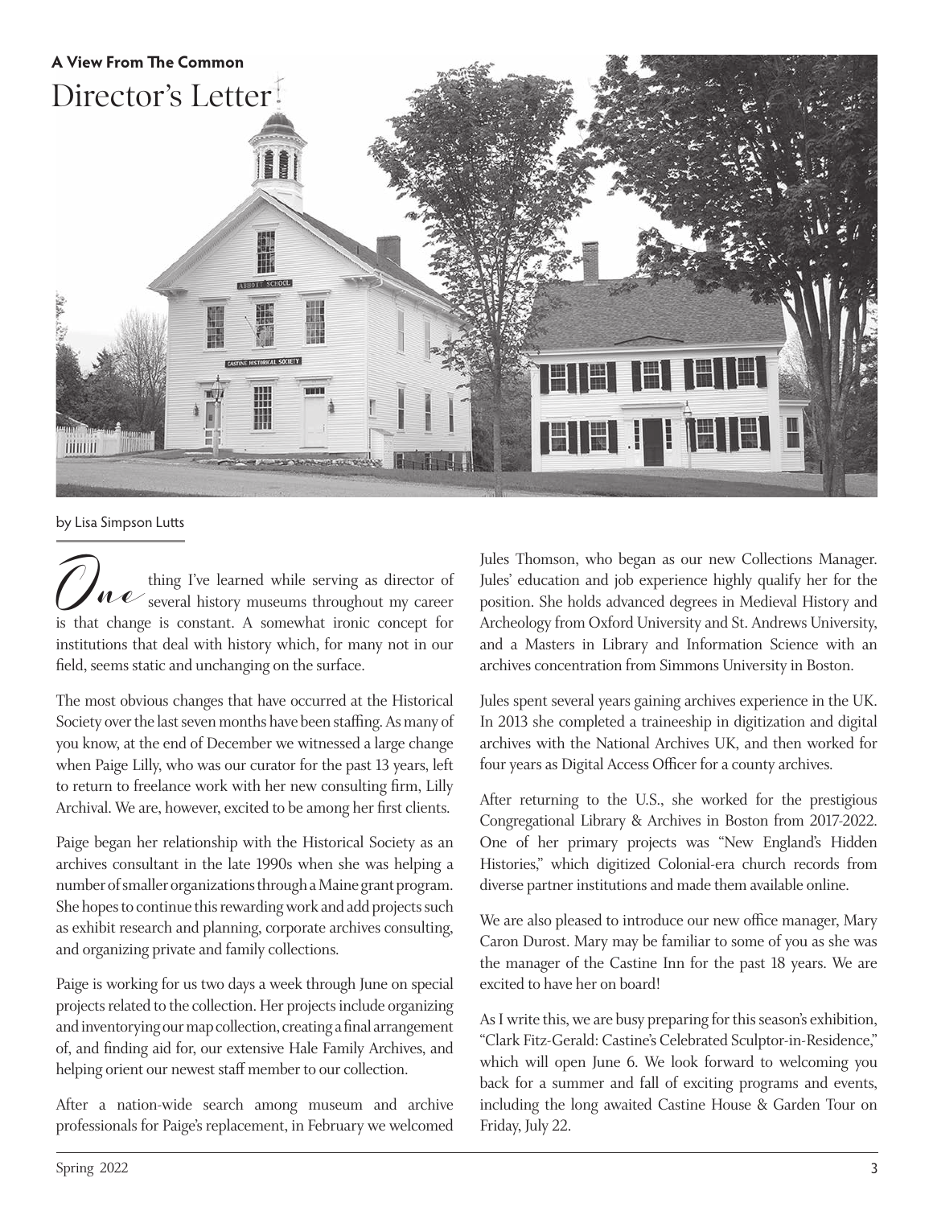**A View From The Common**

# Director's Letter

by Lisa Simpson Lutts

One thing I've learned while serving as director of several history museums throughout my career is that change is constant. A somewhat ironic concept for institutions that deal with history which, for many not in our field, seems static and unchanging on the surface.

The most obvious changes that have occurred at the Historical Society over the last seven months have been staffing. As many of you know, at the end of December we witnessed a large change when Paige Lilly, who was our curator for the past 13 years, left to return to freelance work with her new consulting firm, Lilly Archival. We are, however, excited to be among her first clients.

Paige began her relationship with the Historical Society as an archives consultant in the late 1990s when she was helping a number of smaller organizations through a Maine grant program. She hopes to continue this rewarding work and add projects such as exhibit research and planning, corporate archives consulting, and organizing private and family collections.

Paige is working for us two days a week through June on special projects related to the collection. Her projects include organizing and inventorying our map collection, creating a final arrangement of, and finding aid for, our extensive Hale Family Archives, and helping orient our newest staff member to our collection.

After a nation-wide search among museum and archive professionals for Paige's replacement, in February we welcomed Jules Thomson, who began as our new Collections Manager. Jules' education and job experience highly qualify her for the position. She holds advanced degrees in Medieval History and Archeology from Oxford University and St. Andrews University, and a Masters in Library and Information Science with an archives concentration from Simmons University in Boston.

Jules spent several years gaining archives experience in the UK. In 2013 she completed a traineeship in digitization and digital archives with the National Archives UK, and then worked for four years as Digital Access Officer for a county archives.

After returning to the U.S., she worked for the prestigious Congregational Library & Archives in Boston from 2017-2022. One of her primary projects was "New England's Hidden Histories," which digitized Colonial-era church records from diverse partner institutions and made them available online.

We are also pleased to introduce our new office manager, Mary Caron Durost. Mary may be familiar to some of you as she was the manager of the Castine Inn for the past 18 years. We are excited to have her on board!

As I write this, we are busy preparing for this season's exhibition, "Clark Fitz-Gerald: Castine's Celebrated Sculptor-in-Residence," which will open June 6. We look forward to welcoming you back for a summer and fall of exciting programs and events, including the long awaited Castine House & Garden Tour on Friday, July 22.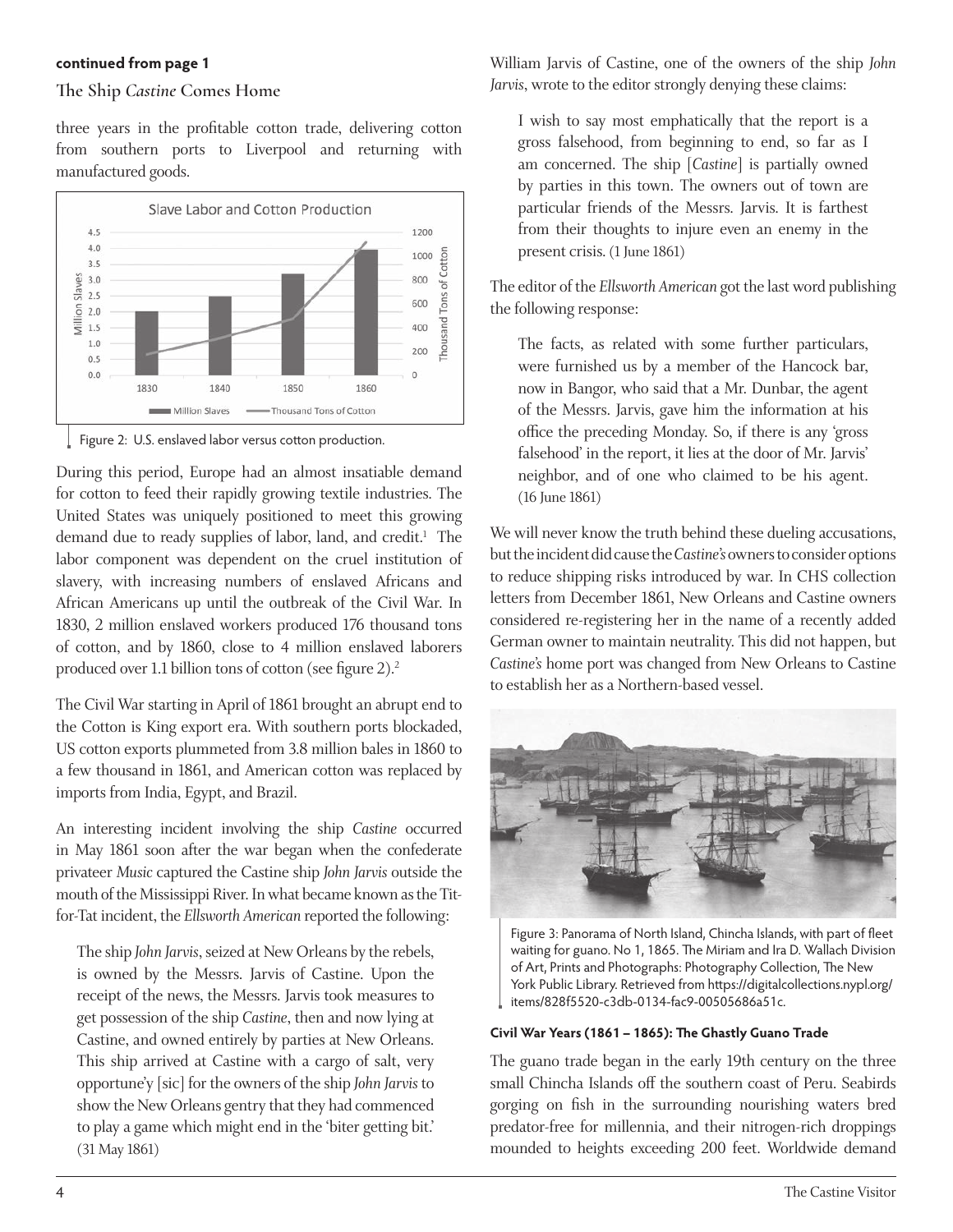**continued from page 1**

## The Ship *Castine* Comes Home

three years in the profitable cotton trade, delivering cotton from southern ports to Liverpool and returning with manufactured goods.

Slave Labor and Cotton Production

Million Slaves

4.5
4.0
3.5
3.0
2.5
2.0
1.5
1.0
0.5
0.0

Thousand Tons of Cotton

1200
1000
800
600
400
200
0

1830 1840 1850 1860

Million Slaves — Thousand Tons of Cotton

Figure 2: U.S. enslaved labor versus cotton production.

During this period, Europe had an almost insatiable demand for cotton to feed their rapidly growing textile industries. The United States was uniquely positioned to meet this growing demand due to ready supplies of labor, land, and credit.[1] The labor component was dependent on the cruel institution of slavery, with increasing numbers of enslaved Africans and African Americans up until the outbreak of the Civil War. In 1830, 2 million enslaved workers produced 176 thousand tons of cotton, and by 1860, close to 4 million enslaved laborers produced over 1.1 billion tons of cotton (see figure 2).[2]

The Civil War starting in April of 1861 brought an abrupt end to the Cotton is King export era. With southern ports blockaded, US cotton exports plummeted from 3.8 million bales in 1860 to a few thousand in 1861, and American cotton was replaced by imports from India, Egypt, and Brazil.

An interesting incident involving the ship *Castine* occurred in May 1861 soon after the war began when the confederate privateer *Music* captured the Castine ship *John Jarvis* outside the mouth of the Mississippi River. In what became known as the Tit-for-Tat incident, the *Ellsworth American* reported the following:

> The ship *John Jarvis*, seized at New Orleans by the rebels, is owned by the Messrs. Jarvis of Castine. Upon the receipt of the news, the Messrs. Jarvis took measures to get possession of the ship *Castine*, then and now lying at Castine, and owned entirely by parties at New Orleans. This ship arrived at Castine with a cargo of salt, very opportune'y [sic] for the owners of the ship *John Jarvis* to show the New Orleans gentry that they had commenced to play a game which might end in the 'biter getting bit.' (31 May 1861)

William Jarvis of Castine, one of the owners of the ship *John Jarvis*, wrote to the editor strongly denying these claims:

> I wish to say most emphatically that the report is a gross falsehood, from beginning to end, so far as I am concerned. The ship [*Castine*] is partially owned by parties in this town. The owners out of town are particular friends of the Messrs. Jarvis. It is farthest from their thoughts to injure even an enemy in the present crisis. (1 June 1861)

The editor of the *Ellsworth American* got the last word publishing the following response:

> The facts, as related with some further particulars, were furnished us by a member of the Hancock bar, now in Bangor, who said that a Mr. Dunbar, the agent of the Messrs. Jarvis, gave him the information at his office the preceding Monday. So, if there is any 'gross falsehood' in the report, it lies at the door of Mr. Jarvis' neighbor, and of one who claimed to be his agent. (16 June 1861)

We will never know the truth behind these dueling accusations, but the incident did cause the *Castine's* owners to consider options to reduce shipping risks introduced by war. In CHS collection letters from December 1861, New Orleans and Castine owners considered re-registering her in the name of a recently added German owner to maintain neutrality. This did not happen, but *Castine's* home port was changed from New Orleans to Castine to establish her as a Northern-based vessel.

Figure 3: Panorama of North Island, Chincha Islands, with part of fleet waiting for guano. No 1, 1865. The Miriam and Ira D. Wallach Division of Art, Prints and Photographs: Photography Collection, The New York Public Library. Retrieved from https://digitalcollections.nypl.org/items/828f5520-c3db-0134-fac9-00505686a51c.

### Civil War Years (1861 – 1865): The Ghastly Guano Trade

The guano trade began in the early 19th century on the three small Chincha Islands off the southern coast of Peru. Seabirds gorging on fish in the surrounding nourishing waters bred predator-free for millennia, and their nitrogen-rich droppings mounded to heights exceeding 200 feet. Worldwide demand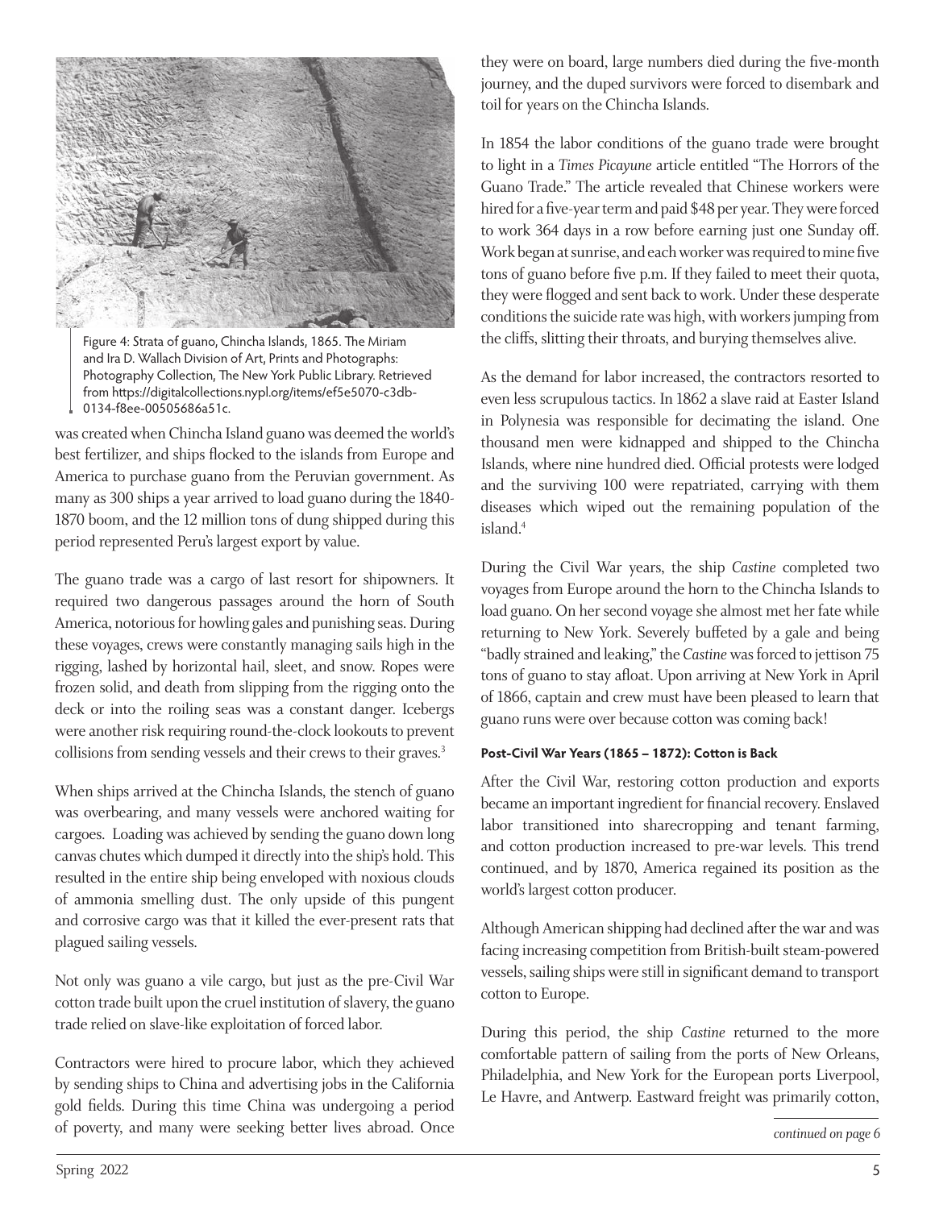Figure 4: Strata of guano, Chincha Islands, 1865. The Miriam and Ira D. Wallach Division of Art, Prints and Photographs: Photography Collection, The New York Public Library. Retrieved from https://digitalcollections.nypl.org/items/ef5e5070-c3db-0134-f8ee-00505686a51c.

was created when Chincha Island guano was deemed the world's best fertilizer, and ships flocked to the islands from Europe and America to purchase guano from the Peruvian government. As many as 300 ships a year arrived to load guano during the 1840-1870 boom, and the 12 million tons of dung shipped during this period represented Peru's largest export by value.

The guano trade was a cargo of last resort for shipowners. It required two dangerous passages around the horn of South America, notorious for howling gales and punishing seas. During these voyages, crews were constantly managing sails high in the rigging, lashed by horizontal hail, sleet, and snow. Ropes were frozen solid, and death from slipping from the rigging onto the deck or into the roiling seas was a constant danger. Icebergs were another risk requiring round-the-clock lookouts to prevent collisions from sending vessels and their crews to their graves.[3]

When ships arrived at the Chincha Islands, the stench of guano was overbearing, and many vessels were anchored waiting for cargoes. Loading was achieved by sending the guano down long canvas chutes which dumped it directly into the ship's hold. This resulted in the entire ship being enveloped with noxious clouds of ammonia smelling dust. The only upside of this pungent and corrosive cargo was that it killed the ever-present rats that plagued sailing vessels.

Not only was guano a vile cargo, but just as the pre-Civil War cotton trade built upon the cruel institution of slavery, the guano trade relied on slave-like exploitation of forced labor.

Contractors were hired to procure labor, which they achieved by sending ships to China and advertising jobs in the California gold fields. During this time China was undergoing a period of poverty, and many were seeking better lives abroad. Once they were on board, large numbers died during the five-month journey, and the duped survivors were forced to disembark and toil for years on the Chincha Islands.

In 1854 the labor conditions of the guano trade were brought to light in a *Times Picayune* article entitled "The Horrors of the Guano Trade." The article revealed that Chinese workers were hired for a five-year term and paid $48 per year. They were forced to work 364 days in a row before earning just one Sunday off. Work began at sunrise, and each worker was required to mine five tons of guano before five p.m. If they failed to meet their quota, they were flogged and sent back to work. Under these desperate conditions the suicide rate was high, with workers jumping from the cliffs, slitting their throats, and burying themselves alive.

As the demand for labor increased, the contractors resorted to even less scrupulous tactics. In 1862 a slave raid at Easter Island in Polynesia was responsible for decimating the island. One thousand men were kidnapped and shipped to the Chincha Islands, where nine hundred died. Official protests were lodged and the surviving 100 were repatriated, carrying with them diseases which wiped out the remaining population of the island.[4]

During the Civil War years, the ship *Castine* completed two voyages from Europe around the horn to the Chincha Islands to load guano. On her second voyage she almost met her fate while returning to New York. Severely buffeted by a gale and being "badly strained and leaking," the *Castine* was forced to jettison 75 tons of guano to stay afloat. Upon arriving at New York in April of 1866, captain and crew must have been pleased to learn that guano runs were over because cotton was coming back!

#### Post-Civil War Years (1865 – 1872): Cotton is Back

After the Civil War, restoring cotton production and exports became an important ingredient for financial recovery. Enslaved labor transitioned into sharecropping and tenant farming, and cotton production increased to pre-war levels. This trend continued, and by 1870, America regained its position as the world's largest cotton producer.

Although American shipping had declined after the war and was facing increasing competition from British-built steam-powered vessels, sailing ships were still in significant demand to transport cotton to Europe.

During this period, the ship *Castine* returned to the more comfortable pattern of sailing from the ports of New Orleans, Philadelphia, and New York for the European ports Liverpool, Le Havre, and Antwerp. Eastward freight was primarily cotton,

*continued on page 6*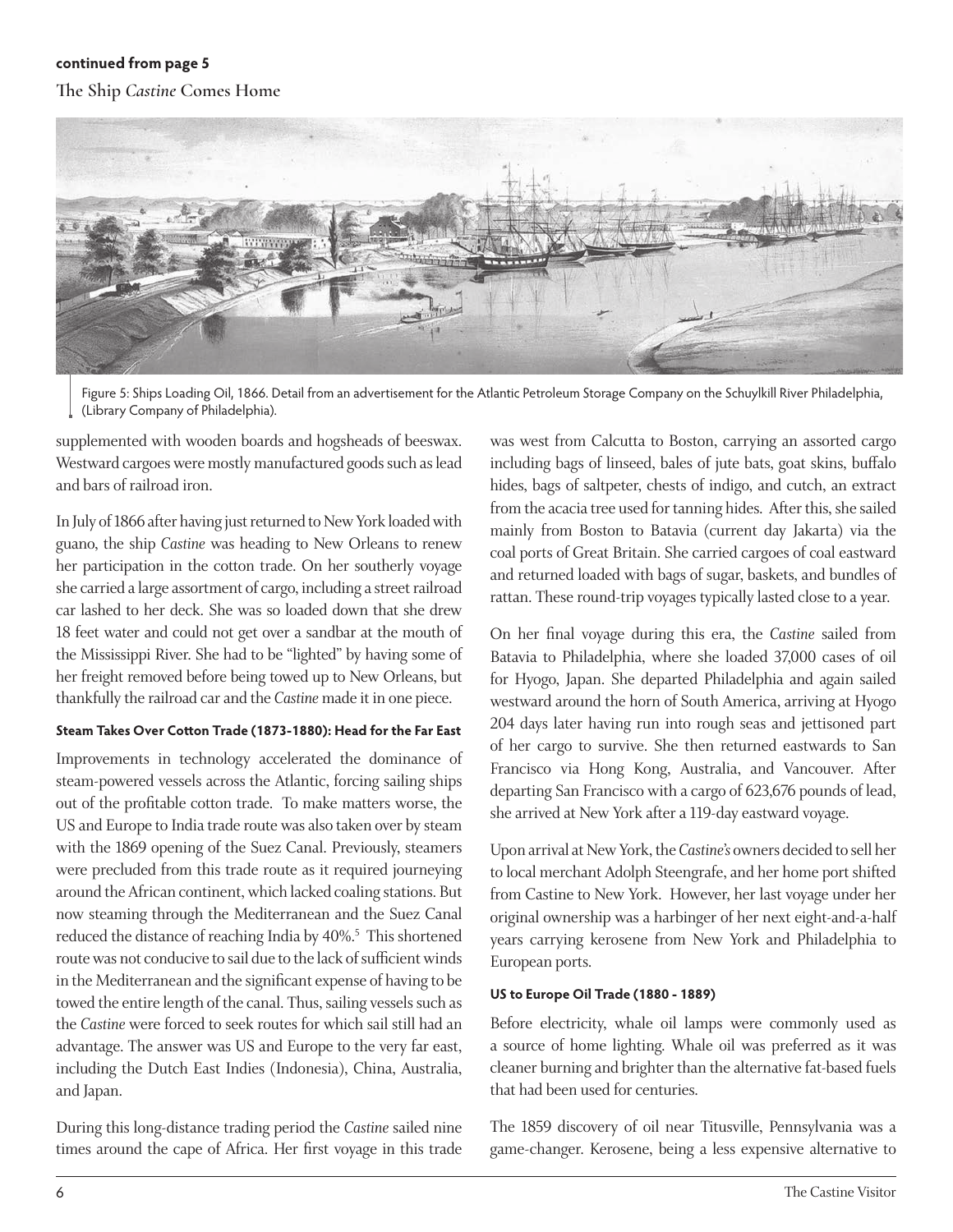**continued from page 5**

The Ship *Castine* Comes Home

Figure 5: Ships Loading Oil, 1866. Detail from an advertisement for the Atlantic Petroleum Storage Company on the Schuylkill River Philadelphia, (Library Company of Philadelphia).

supplemented with wooden boards and hogsheads of beeswax. Westward cargoes were mostly manufactured goods such as lead and bars of railroad iron.

In July of 1866 after having just returned to New York loaded with guano, the ship *Castine* was heading to New Orleans to renew her participation in the cotton trade. On her southerly voyage she carried a large assortment of cargo, including a street railroad car lashed to her deck. She was so loaded down that she drew 18 feet water and could not get over a sandbar at the mouth of the Mississippi River. She had to be "lighted" by having some of her freight removed before being towed up to New Orleans, but thankfully the railroad car and the *Castine* made it in one piece.

#### Steam Takes Over Cotton Trade (1873-1880): Head for the Far East

Improvements in technology accelerated the dominance of steam-powered vessels across the Atlantic, forcing sailing ships out of the profitable cotton trade. To make matters worse, the US and Europe to India trade route was also taken over by steam with the 1869 opening of the Suez Canal. Previously, steamers were precluded from this trade route as it required journeying around the African continent, which lacked coaling stations. But now steaming through the Mediterranean and the Suez Canal reduced the distance of reaching India by 40%.[5] This shortened route was not conducive to sail due to the lack of sufficient winds in the Mediterranean and the significant expense of having to be towed the entire length of the canal. Thus, sailing vessels such as the *Castine* were forced to seek routes for which sail still had an advantage. The answer was US and Europe to the very far east, including the Dutch East Indies (Indonesia), China, Australia, and Japan.

During this long-distance trading period the *Castine* sailed nine times around the cape of Africa. Her first voyage in this trade was west from Calcutta to Boston, carrying an assorted cargo including bags of linseed, bales of jute bats, goat skins, buffalo hides, bags of saltpeter, chests of indigo, and cutch, an extract from the acacia tree used for tanning hides. After this, she sailed mainly from Boston to Batavia (current day Jakarta) via the coal ports of Great Britain. She carried cargoes of coal eastward and returned loaded with bags of sugar, baskets, and bundles of rattan. These round-trip voyages typically lasted close to a year.

On her final voyage during this era, the *Castine* sailed from Batavia to Philadelphia, where she loaded 37,000 cases of oil for Hyogo, Japan. She departed Philadelphia and again sailed westward around the horn of South America, arriving at Hyogo 204 days later having run into rough seas and jettisoned part of her cargo to survive. She then returned eastwards to San Francisco via Hong Kong, Australia, and Vancouver. After departing San Francisco with a cargo of 623,676 pounds of lead, she arrived at New York after a 119-day eastward voyage.

Upon arrival at New York, the *Castine's* owners decided to sell her to local merchant Adolph Steengrafe, and her home port shifted from Castine to New York. However, her last voyage under her original ownership was a harbinger of her next eight-and-a-half years carrying kerosene from New York and Philadelphia to European ports.

#### US to Europe Oil Trade (1880 - 1889)

Before electricity, whale oil lamps were commonly used as a source of home lighting. Whale oil was preferred as it was cleaner burning and brighter than the alternative fat-based fuels that had been used for centuries.

The 1859 discovery of oil near Titusville, Pennsylvania was a game-changer. Kerosene, being a less expensive alternative to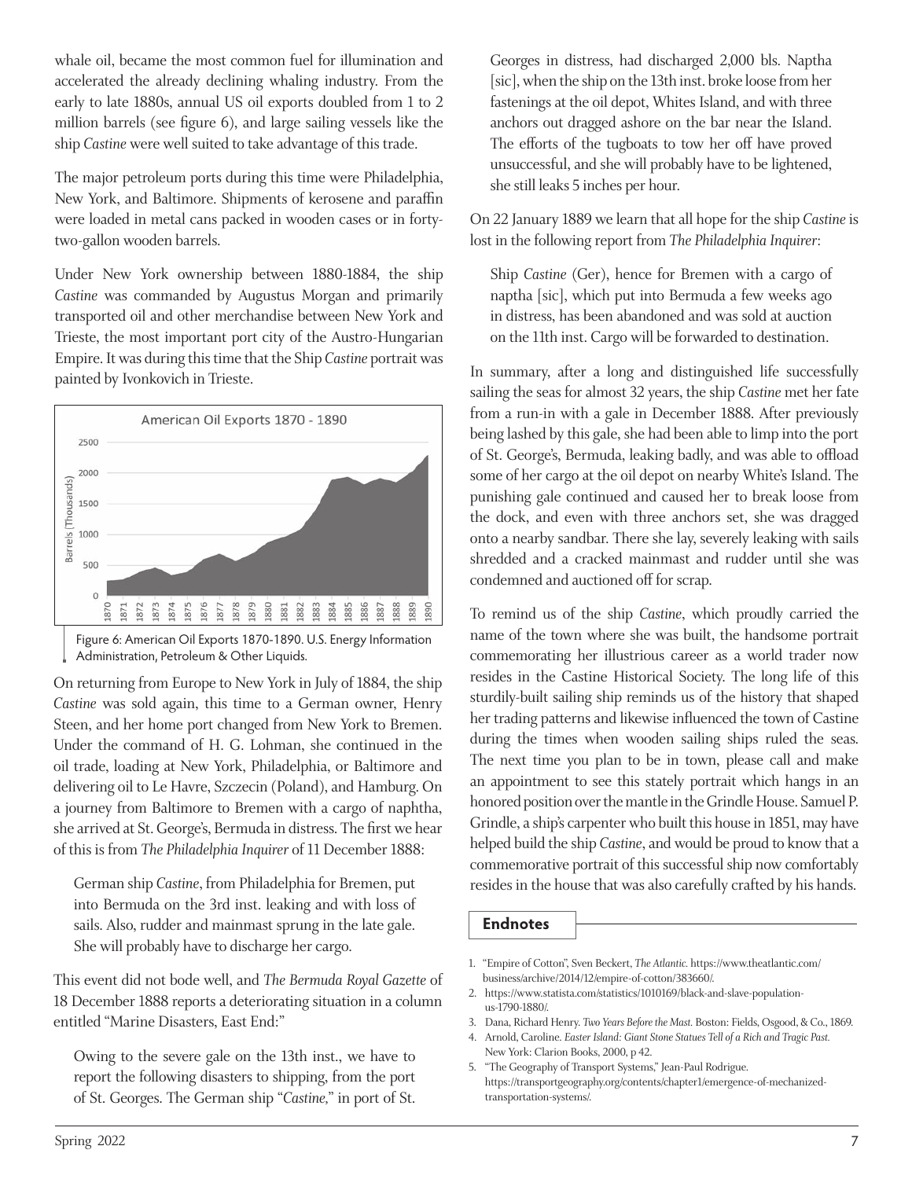whale oil, became the most common fuel for illumination and accelerated the already declining whaling industry. From the early to late 1880s, annual US oil exports doubled from 1 to 2 million barrels (see figure 6), and large sailing vessels like the ship *Castine* were well suited to take advantage of this trade.

The major petroleum ports during this time were Philadelphia, New York, and Baltimore. Shipments of kerosene and paraffin were loaded in metal cans packed in wooden cases or in forty-two-gallon wooden barrels.

Under New York ownership between 1880-1884, the ship *Castine* was commanded by Augustus Morgan and primarily transported oil and other merchandise between New York and Trieste, the most important port city of the Austro-Hungarian Empire. It was during this time that the Ship *Castine* portrait was painted by Ivonkovich in Trieste.

American Oil Exports 1870 - 1890

Barrels (Thousands)

2500
2000
1500
1000
500
0

1870 1871 1872 1873 1874 1875 1876 1877 1878 1879 1880 1881 1882 1883 1884 1885 1886 1887 1888 1889 1890

Figure 6: American Oil Exports 1870-1890. U.S. Energy Information Administration, Petroleum & Other Liquids.

On returning from Europe to New York in July of 1884, the ship *Castine* was sold again, this time to a German owner, Henry Steen, and her home port changed from New York to Bremen. Under the command of H. G. Lohman, she continued in the oil trade, loading at New York, Philadelphia, or Baltimore and delivering oil to Le Havre, Szczecin (Poland), and Hamburg. On a journey from Baltimore to Bremen with a cargo of naphtha, she arrived at St. George's, Bermuda in distress. The first we hear of this is from *The Philadelphia Inquirer* of 11 December 1888:

> German ship *Castine*, from Philadelphia for Bremen, put into Bermuda on the 3rd inst. leaking and with loss of sails. Also, rudder and mainmast sprung in the late gale. She will probably have to discharge her cargo.

This event did not bode well, and *The Bermuda Royal Gazette* of 18 December 1888 reports a deteriorating situation in a column entitled "Marine Disasters, East End:"

> Owing to the severe gale on the 13th inst., we have to report the following disasters to shipping, from the port of St. Georges. The German ship "*Castine*," in port of St. Georges in distress, had discharged 2,000 bls. Naptha [sic], when the ship on the 13th inst. broke loose from her fastenings at the oil depot, Whites Island, and with three anchors out dragged ashore on the bar near the Island. The efforts of the tugboats to tow her off have proved unsuccessful, and she will probably have to be lightened, she still leaks 5 inches per hour.

On 22 January 1889 we learn that all hope for the ship *Castine* is lost in the following report from *The Philadelphia Inquirer*:

> Ship *Castine* (Ger), hence for Bremen with a cargo of naptha [sic], which put into Bermuda a few weeks ago in distress, has been abandoned and was sold at auction on the 11th inst. Cargo will be forwarded to destination.

In summary, after a long and distinguished life successfully sailing the seas for almost 32 years, the ship *Castine* met her fate from a run-in with a gale in December 1888. After previously being lashed by this gale, she had been able to limp into the port of St. George's, Bermuda, leaking badly, and was able to offload some of her cargo at the oil depot on nearby White's Island. The punishing gale continued and caused her to break loose from the dock, and even with three anchors set, she was dragged onto a nearby sandbar. There she lay, severely leaking with sails shredded and a cracked mainmast and rudder until she was condemned and auctioned off for scrap.

To remind us of the ship *Castine*, which proudly carried the name of the town where she was built, the handsome portrait commemorating her illustrious career as a world trader now resides in the Castine Historical Society. The long life of this sturdily-built sailing ship reminds us of the history that shaped her trading patterns and likewise influenced the town of Castine during the times when wooden sailing ships ruled the seas. The next time you plan to be in town, please call and make an appointment to see this stately portrait which hangs in an honored position over the mantle in the Grindle House. Samuel P. Grindle, a ship's carpenter who built this house in 1851, may have helped build the ship *Castine*, and would be proud to know that a commemorative portrait of this successful ship now comfortably resides in the house that was also carefully crafted by his hands.

## Endnotes

1. "Empire of Cotton", Sven Beckert, *The Atlantic*. https://www.theatlantic.com/business/archive/2014/12/empire-of-cotton/383660/.
2. https://www.statista.com/statistics/1010169/black-and-slave-population-us-1790-1880/.
3. Dana, Richard Henry. *Two Years Before the Mast*. Boston: Fields, Osgood, & Co., 1869.
4. Arnold, Caroline. *Easter Island: Giant Stone Statues Tell of a Rich and Tragic Past.* New York: Clarion Books, 2000, p 42.
5. "The Geography of Transport Systems," Jean-Paul Rodrigue. https://transportgeography.org/contents/chapter1/emergence-of-mechanized-transportation-systems/.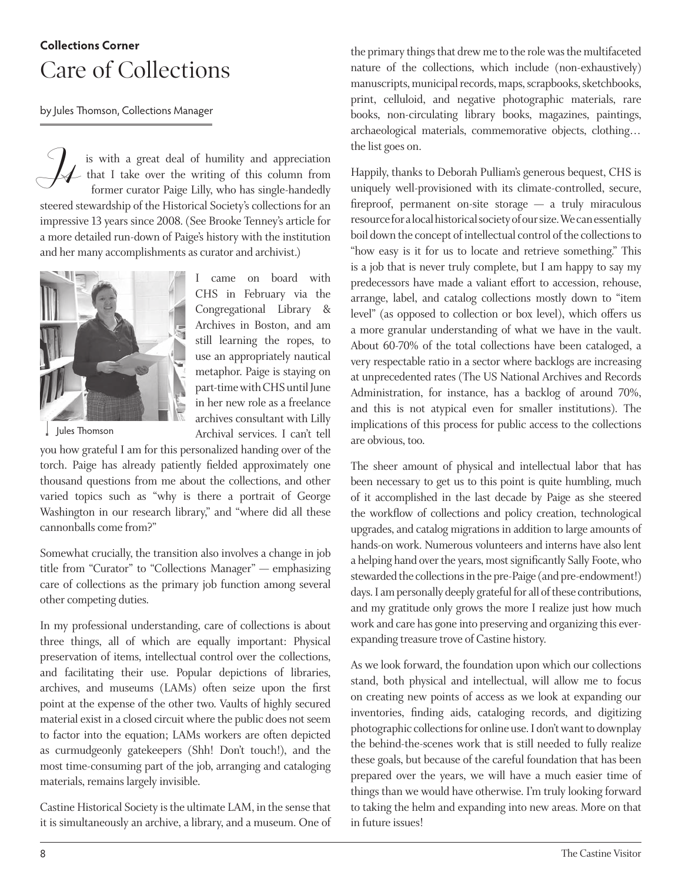**Collections Corner**

# Care of Collections

by Jules Thomson, Collections Manager

It is with a great deal of humility and appreciation that I take over the writing of this column from former curator Paige Lilly, who has single-handedly steered stewardship of the Historical Society's collections for an impressive 13 years since 2008. (See Brooke Tenney's article for a more detailed run-down of Paige's history with the institution and her many accomplishments as curator and archivist.)

Jules Thomson

I came on board with CHS in February via the Congregational Library & Archives in Boston, and am still learning the ropes, to use an appropriately nautical metaphor. Paige is staying on part-time with CHS until June in her new role as a freelance archives consultant with Lilly Archival services. I can't tell you how grateful I am for this personalized handing over of the torch. Paige has already patiently fielded approximately one thousand questions from me about the collections, and other varied topics such as "why is there a portrait of George Washington in our research library," and "where did all these cannonballs come from?"

Somewhat crucially, the transition also involves a change in job title from "Curator" to "Collections Manager" — emphasizing care of collections as the primary job function among several other competing duties.

In my professional understanding, care of collections is about three things, all of which are equally important: Physical preservation of items, intellectual control over the collections, and facilitating their use. Popular depictions of libraries, archives, and museums (LAMs) often seize upon the first point at the expense of the other two. Vaults of highly secured material exist in a closed circuit where the public does not seem to factor into the equation; LAMs workers are often depicted as curmudgeonly gatekeepers (Shh! Don't touch!), and the most time-consuming part of the job, arranging and cataloging materials, remains largely invisible.

Castine Historical Society is the ultimate LAM, in the sense that it is simultaneously an archive, a library, and a museum. One of the primary things that drew me to the role was the multifaceted nature of the collections, which include (non-exhaustively) manuscripts, municipal records, maps, scrapbooks, sketchbooks, print, celluloid, and negative photographic materials, rare books, non-circulating library books, magazines, paintings, archaeological materials, commemorative objects, clothing… the list goes on.

Happily, thanks to Deborah Pulliam's generous bequest, CHS is uniquely well-provisioned with its climate-controlled, secure, fireproof, permanent on-site storage — a truly miraculous resource for a local historical society of our size. We can essentially boil down the concept of intellectual control of the collections to "how easy is it for us to locate and retrieve something." This is a job that is never truly complete, but I am happy to say my predecessors have made a valiant effort to accession, rehouse, arrange, label, and catalog collections mostly down to "item level" (as opposed to collection or box level), which offers us a more granular understanding of what we have in the vault. About 60-70% of the total collections have been cataloged, a very respectable ratio in a sector where backlogs are increasing at unprecedented rates (The US National Archives and Records Administration, for instance, has a backlog of around 70%, and this is not atypical even for smaller institutions). The implications of this process for public access to the collections are obvious, too.

The sheer amount of physical and intellectual labor that has been necessary to get us to this point is quite humbling, much of it accomplished in the last decade by Paige as she steered the workflow of collections and policy creation, technological upgrades, and catalog migrations in addition to large amounts of hands-on work. Numerous volunteers and interns have also lent a helping hand over the years, most significantly Sally Foote, who stewarded the collections in the pre-Paige (and pre-endowment!) days. I am personally deeply grateful for all of these contributions, and my gratitude only grows the more I realize just how much work and care has gone into preserving and organizing this ever-expanding treasure trove of Castine history.

As we look forward, the foundation upon which our collections stand, both physical and intellectual, will allow me to focus on creating new points of access as we look at expanding our inventories, finding aids, cataloging records, and digitizing photographic collections for online use. I don't want to downplay the behind-the-scenes work that is still needed to fully realize these goals, but because of the careful foundation that has been prepared over the years, we will have a much easier time of things than we would have otherwise. I'm truly looking forward to taking the helm and expanding into new areas. More on that in future issues!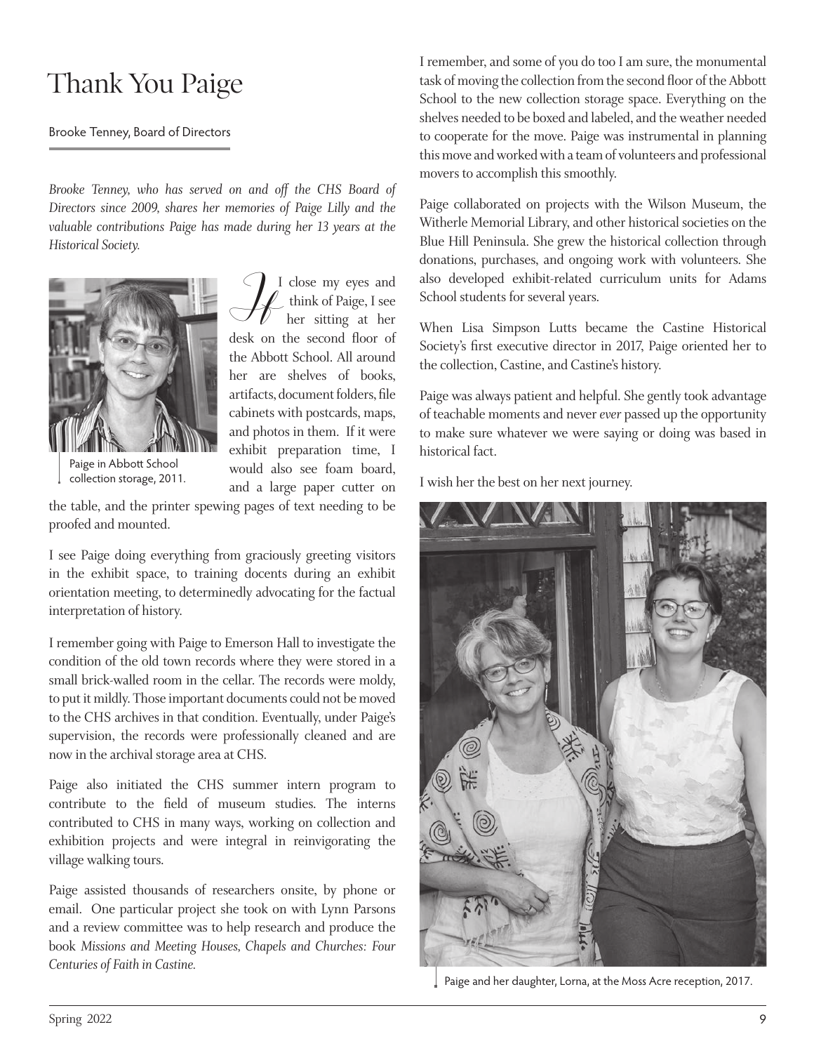# Thank You Paige

Brooke Tenney, Board of Directors

*Brooke Tenney, who has served on and off the CHS Board of Directors since 2009, shares her memories of Paige Lilly and the valuable contributions Paige has made during her 13 years at the Historical Society.*

Paige in Abbott School collection storage, 2011.

If I close my eyes and think of Paige, I see her sitting at her desk on the second floor of the Abbott School. All around her are shelves of books, artifacts, document folders, file cabinets with postcards, maps, and photos in them. If it were exhibit preparation time, I would also see foam board, and a large paper cutter on the table, and the printer spewing pages of text needing to be proofed and mounted.

I see Paige doing everything from graciously greeting visitors in the exhibit space, to training docents during an exhibit orientation meeting, to determinedly advocating for the factual interpretation of history.

I remember going with Paige to Emerson Hall to investigate the condition of the old town records where they were stored in a small brick-walled room in the cellar. The records were moldy, to put it mildly. Those important documents could not be moved to the CHS archives in that condition. Eventually, under Paige's supervision, the records were professionally cleaned and are now in the archival storage area at CHS.

Paige also initiated the CHS summer intern program to contribute to the field of museum studies. The interns contributed to CHS in many ways, working on collection and exhibition projects and were integral in reinvigorating the village walking tours.

Paige assisted thousands of researchers onsite, by phone or email. One particular project she took on with Lynn Parsons and a review committee was to help research and produce the book *Missions and Meeting Houses, Chapels and Churches: Four Centuries of Faith in Castine.*

I remember, and some of you do too I am sure, the monumental task of moving the collection from the second floor of the Abbott School to the new collection storage space. Everything on the shelves needed to be boxed and labeled, and the weather needed to cooperate for the move. Paige was instrumental in planning this move and worked with a team of volunteers and professional movers to accomplish this smoothly.

Paige collaborated on projects with the Wilson Museum, the Witherle Memorial Library, and other historical societies on the Blue Hill Peninsula. She grew the historical collection through donations, purchases, and ongoing work with volunteers. She also developed exhibit-related curriculum units for Adams School students for several years.

When Lisa Simpson Lutts became the Castine Historical Society's first executive director in 2017, Paige oriented her to the collection, Castine, and Castine's history.

Paige was always patient and helpful. She gently took advantage of teachable moments and never *ever* passed up the opportunity to make sure whatever we were saying or doing was based in historical fact.

I wish her the best on her next journey.

Paige and her daughter, Lorna, at the Moss Acre reception, 2017.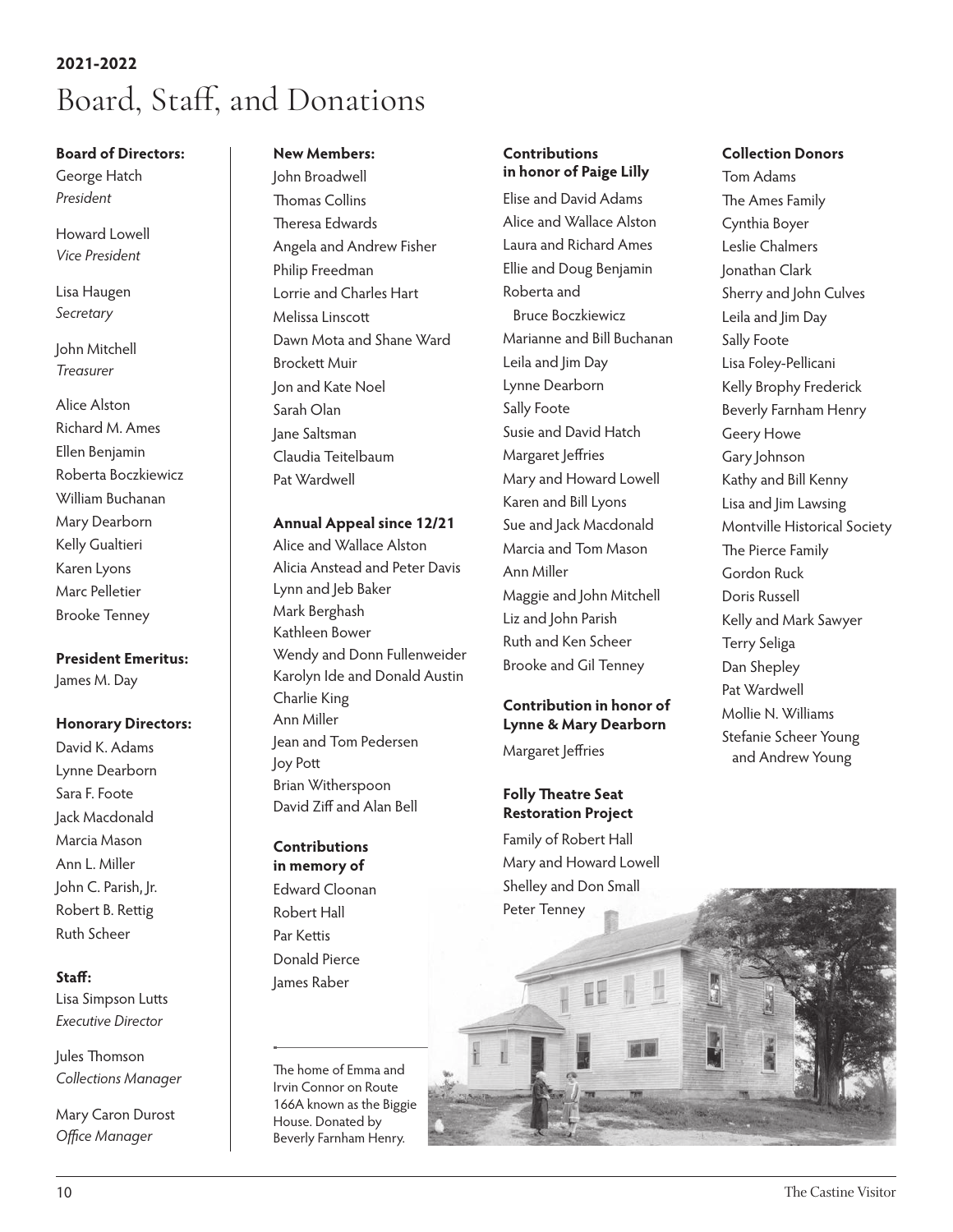**2021-2022**

# Board, Staff, and Donations

**Board of Directors:**

George Hatch
*President*

Howard Lowell
*Vice President*

Lisa Haugen
*Secretary*

John Mitchell
*Treasurer*

Alice Alston
Richard M. Ames
Ellen Benjamin
Roberta Boczkiewicz
William Buchanan
Mary Dearborn
Kelly Gualtieri
Karen Lyons
Marc Pelletier
Brooke Tenney

**President Emeritus:**

James M. Day

**Honorary Directors:**

David K. Adams
Lynne Dearborn
Sara F. Foote
Jack Macdonald
Marcia Mason
Ann L. Miller
John C. Parish, Jr.
Robert B. Rettig
Ruth Scheer

**Staff:**

Lisa Simpson Lutts
*Executive Director*

Jules Thomson
*Collections Manager*

Mary Caron Durost
*Office Manager*

**New Members:**

John Broadwell
Thomas Collins
Theresa Edwards
Angela and Andrew Fisher
Philip Freedman
Lorrie and Charles Hart
Melissa Linscott
Dawn Mota and Shane Ward
Brockett Muir
Jon and Kate Noel
Sarah Olan
Jane Saltsman
Claudia Teitelbaum
Pat Wardwell

**Annual Appeal since 12/21**

Alice and Wallace Alston
Alicia Anstead and Peter Davis
Lynn and Jeb Baker
Mark Berghash
Kathleen Bower
Wendy and Donn Fullenweider
Karolyn Ide and Donald Austin
Charlie King
Ann Miller
Jean and Tom Pedersen
Joy Pott
Brian Witherspoon
David Ziff and Alan Bell

**Contributions in memory of**

Edward Cloonan
Robert Hall
Par Kettis
Donald Pierce
James Raber

**Contributions in honor of Paige Lilly**

Elise and David Adams
Alice and Wallace Alston
Laura and Richard Ames
Ellie and Doug Benjamin
Roberta and Bruce Boczkiewicz
Marianne and Bill Buchanan
Leila and Jim Day
Lynne Dearborn
Sally Foote
Susie and David Hatch
Margaret Jeffries
Mary and Howard Lowell
Karen and Bill Lyons
Sue and Jack Macdonald
Marcia and Tom Mason
Ann Miller
Maggie and John Mitchell
Liz and John Parish
Ruth and Ken Scheer
Brooke and Gil Tenney

**Contribution in honor of Lynne & Mary Dearborn**

Margaret Jeffries

**Folly Theatre Seat Restoration Project**

Family of Robert Hall
Mary and Howard Lowell
Shelley and Don Small
Peter Tenney

**Collection Donors**

Tom Adams
The Ames Family
Cynthia Boyer
Leslie Chalmers
Jonathan Clark
Sherry and John Culves
Leila and Jim Day
Sally Foote
Lisa Foley-Pellicani
Kelly Brophy Frederick
Beverly Farnham Henry
Geery Howe
Gary Johnson
Kathy and Bill Kenny
Lisa and Jim Lawsing
Montville Historical Society
The Pierce Family
Gordon Ruck
Doris Russell
Kelly and Mark Sawyer
Terry Seliga
Dan Shepley
Pat Wardwell
Mollie N. Williams
Stefanie Scheer Young and Andrew Young

The home of Emma and Irvin Connor on Route 166A known as the Biggie House. Donated by Beverly Farnham Henry.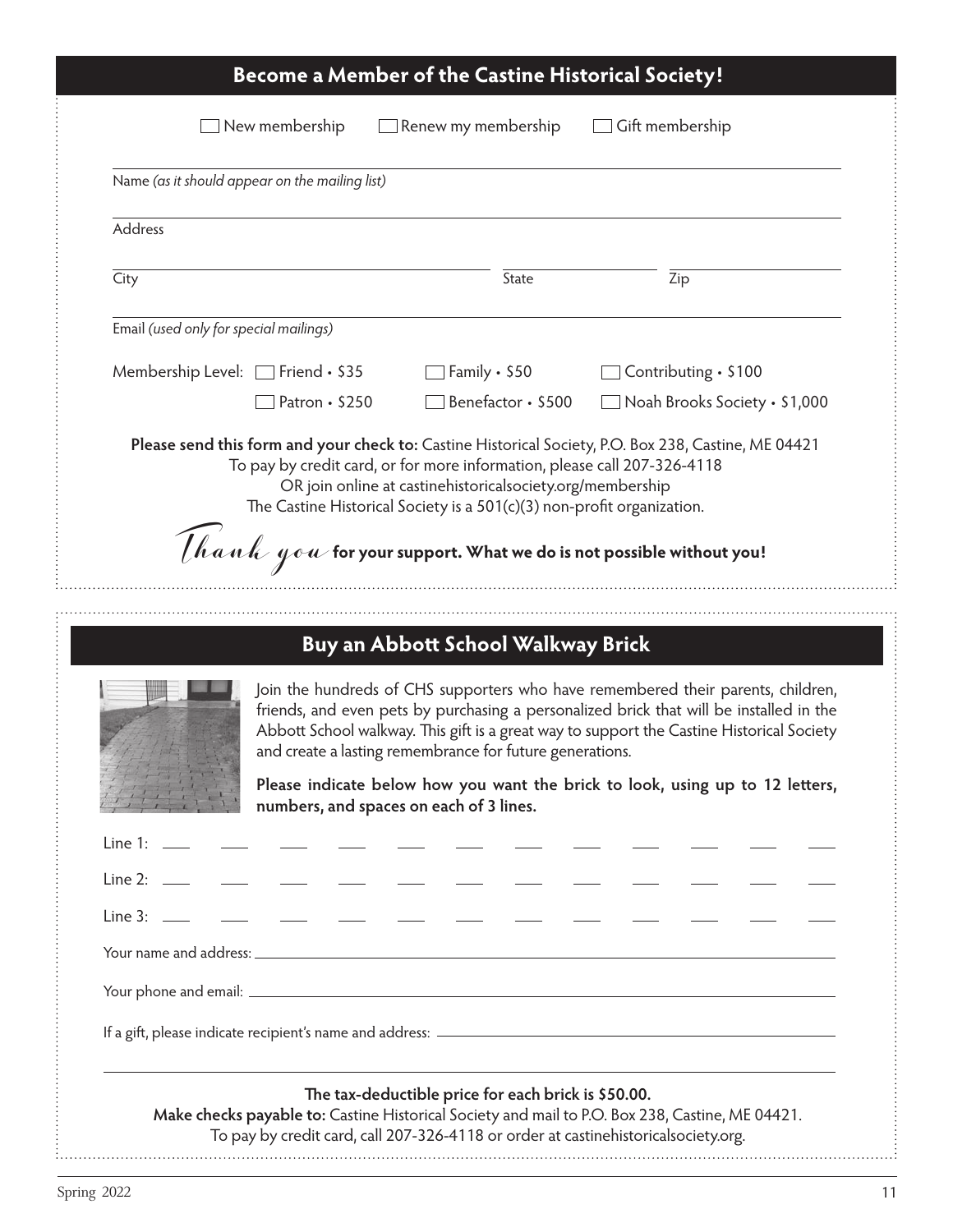## Become a Member of the Castine Historical Society!

☐ New membership ☐ Renew my membership ☐ Gift membership

Name *(as it should appear on the mailing list)*

Address

City State Zip

Email *(used only for special mailings)*

Membership Level: ☐ Friend • $35 ☐ Family • $50 ☐ Contributing • $100

☐ Patron • $250 ☐ Benefactor • $500 ☐ Noah Brooks Society • $1,000

**Please send this form and your check to:** Castine Historical Society, P.O. Box 238, Castine, ME 04421
To pay by credit card, or for more information, please call 207-326-4118
OR join online at castinehistoricalsociety.org/membership
The Castine Historical Society is a 501(c)(3) non-profit organization.

*Thank you* **for your support. What we do is not possible without you!**

## Buy an Abbott School Walkway Brick

Join the hundreds of CHS supporters who have remembered their parents, children, friends, and even pets by purchasing a personalized brick that will be installed in the Abbott School walkway. This gift is a great way to support the Castine Historical Society and create a lasting remembrance for future generations.

**Please indicate below how you want the brick to look, using up to 12 letters, numbers, and spaces on each of 3 lines.**

Line 1: ___ ___ ___ ___ ___ ___ ___ ___ ___ ___ ___ ___

Line 2: ___ ___ ___ ___ ___ ___ ___ ___ ___ ___ ___ ___

Line 3: ___ ___ ___ ___ ___ ___ ___ ___ ___ ___ ___ ___

Your name and address:

Your phone and email:

If a gift, please indicate recipient's name and address:

**The tax-deductible price for each brick is $50.00.**
**Make checks payable to:** Castine Historical Society and mail to P.O. Box 238, Castine, ME 04421.
To pay by credit card, call 207-326-4118 or order at castinehistoricalsociety.org.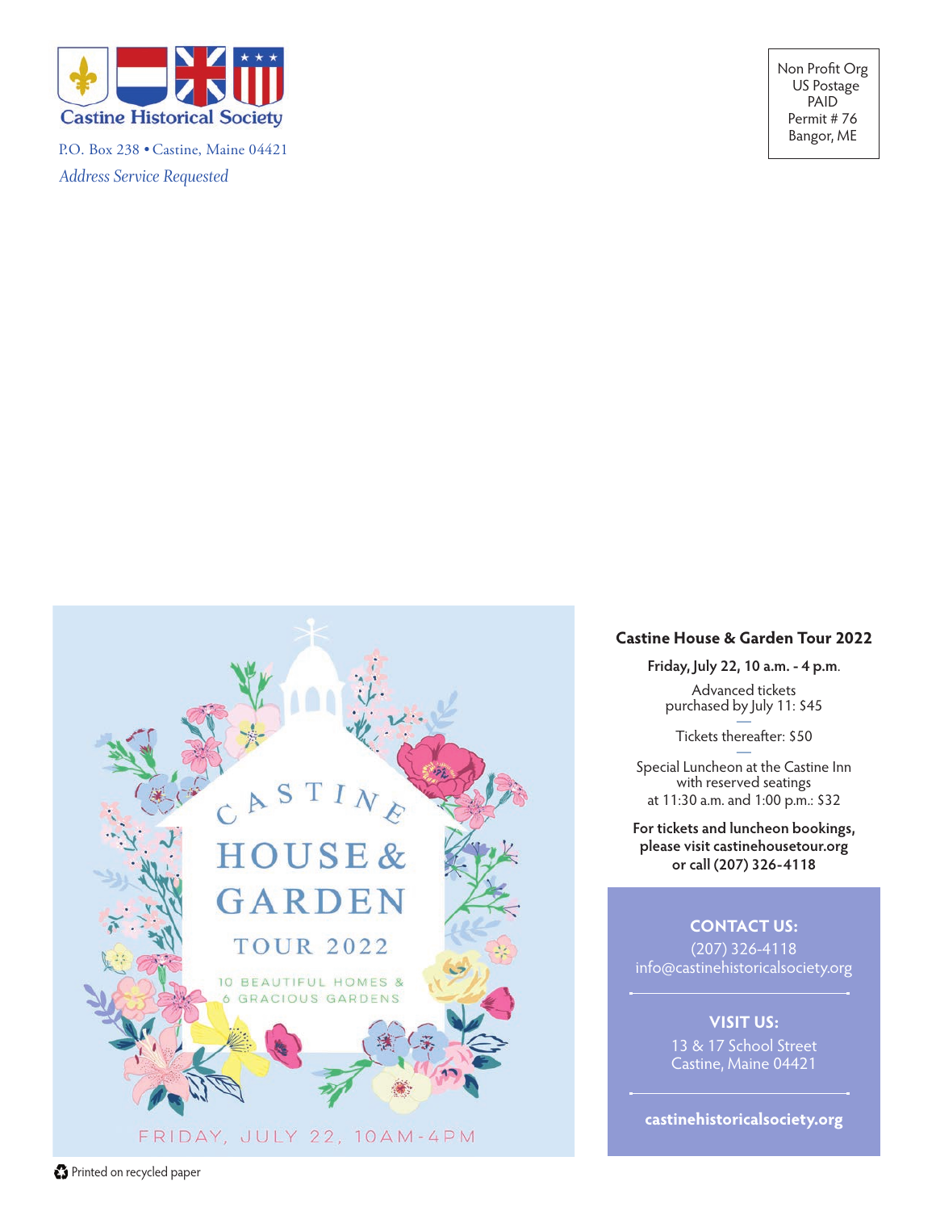Castine Historical Society

P.O. Box 238 • Castine, Maine 04421

*Address Service Requested*

Non Profit Org
US Postage
PAID
Permit # 76
Bangor, ME

CASTINE
HOUSE &
GARDEN
TOUR 2022

10 BEAUTIFUL HOMES &
6 GRACIOUS GARDENS

FRIDAY, JULY 22, 10AM-4PM

## Castine House & Garden Tour 2022

**Friday, July 22, 10 a.m. - 4 p.m.**

Advanced tickets purchased by July 11: $45

Tickets thereafter: $50

Special Luncheon at the Castine Inn with reserved seatings at 11:30 a.m. and 1:00 p.m.: $32

**For tickets and luncheon bookings, please visit castinehousetour.org or call (207) 326-4118**

**CONTACT US:**

(207) 326-4118
info@castinehistoricalsociety.org

**VISIT US:**

13 & 17 School Street
Castine, Maine 04421

**castinehistoricalsociety.org**

Printed on recycled paper